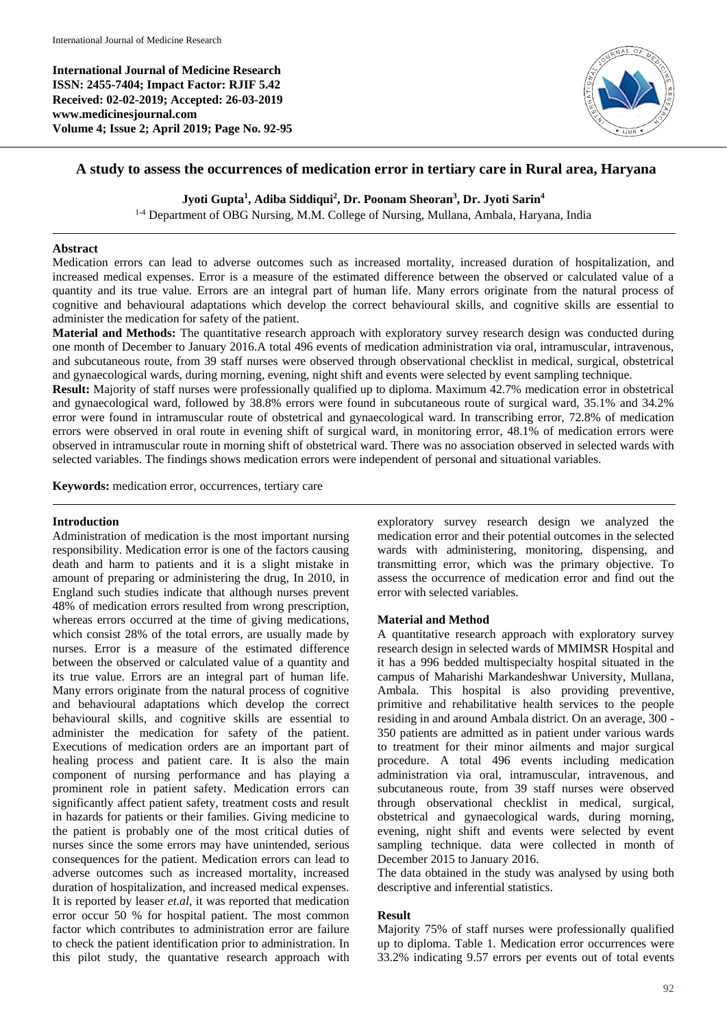# A study to assess the occurrences of medication error in tertiary care in Rural area, Haryana

**Jyoti Gupta[1], Adiba Siddiqui[2], Dr. Poonam Sheoran[3], Dr. Jyoti Sarin[4]**

[1-4] Department of OBG Nursing, M.M. College of Nursing, Mullana, Ambala, Haryana, India

## Abstract

Medication errors can lead to adverse outcomes such as increased mortality, increased duration of hospitalization, and increased medical expenses. Error is a measure of the estimated difference between the observed or calculated value of a quantity and its true value. Errors are an integral part of human life. Many errors originate from the natural process of cognitive and behavioural adaptations which develop the correct behavioural skills, and cognitive skills are essential to administer the medication for safety of the patient.

**Material and Methods:** The quantitative research approach with exploratory survey research design was conducted during one month of December to January 2016.A total 496 events of medication administration via oral, intramuscular, intravenous, and subcutaneous route, from 39 staff nurses were observed through observational checklist in medical, surgical, obstetrical and gynaecological wards, during morning, evening, night shift and events were selected by event sampling technique.

**Result:** Majority of staff nurses were professionally qualified up to diploma. Maximum 42.7% medication error in obstetrical and gynaecological ward, followed by 38.8% errors were found in subcutaneous route of surgical ward, 35.1% and 34.2% error were found in intramuscular route of obstetrical and gynaecological ward. In transcribing error, 72.8% of medication errors were observed in oral route in evening shift of surgical ward, in monitoring error, 48.1% of medication errors were observed in intramuscular route in morning shift of obstetrical ward. There was no association observed in selected wards with selected variables. The findings shows medication errors were independent of personal and situational variables.

**Keywords:** medication error, occurrences, tertiary care

## Introduction

Administration of medication is the most important nursing responsibility. Medication error is one of the factors causing death and harm to patients and it is a slight mistake in amount of preparing or administering the drug, In 2010, in England such studies indicate that although nurses prevent 48% of medication errors resulted from wrong prescription, whereas errors occurred at the time of giving medications, which consist 28% of the total errors, are usually made by nurses. Error is a measure of the estimated difference between the observed or calculated value of a quantity and its true value. Errors are an integral part of human life. Many errors originate from the natural process of cognitive and behavioural adaptations which develop the correct behavioural skills, and cognitive skills are essential to administer the medication for safety of the patient. Executions of medication orders are an important part of healing process and patient care. It is also the main component of nursing performance and has playing a prominent role in patient safety. Medication errors can significantly affect patient safety, treatment costs and result in hazards for patients or their families. Giving medicine to the patient is probably one of the most critical duties of nurses since the some errors may have unintended, serious consequences for the patient. Medication errors can lead to adverse outcomes such as increased mortality, increased duration of hospitalization, and increased medical expenses. It is reported by leaser *et.al*, it was reported that medication error occur 50 % for hospital patient. The most common factor which contributes to administration error are failure to check the patient identification prior to administration. In this pilot study, the quantative research approach with exploratory survey research design we analyzed the medication error and their potential outcomes in the selected wards with administering, monitoring, dispensing, and transmitting error, which was the primary objective. To assess the occurrence of medication error and find out the error with selected variables.

## Material and Method

A quantitative research approach with exploratory survey research design in selected wards of MMIMSR Hospital and it has a 996 bedded multispecialty hospital situated in the campus of Maharishi Markandeshwar University, Mullana, Ambala. This hospital is also providing preventive, primitive and rehabilitative health services to the people residing in and around Ambala district. On an average, 300 - 350 patients are admitted as in patient under various wards to treatment for their minor ailments and major surgical procedure. A total 496 events including medication administration via oral, intramuscular, intravenous, and subcutaneous route, from 39 staff nurses were observed through observational checklist in medical, surgical, obstetrical and gynaecological wards, during morning, evening, night shift and events were selected by event sampling technique. data were collected in month of December 2015 to January 2016.

The data obtained in the study was analysed by using both descriptive and inferential statistics.

## Result

Majority 75% of staff nurses were professionally qualified up to diploma. Table 1. Medication error occurrences were 33.2% indicating 9.57 errors per events out of total events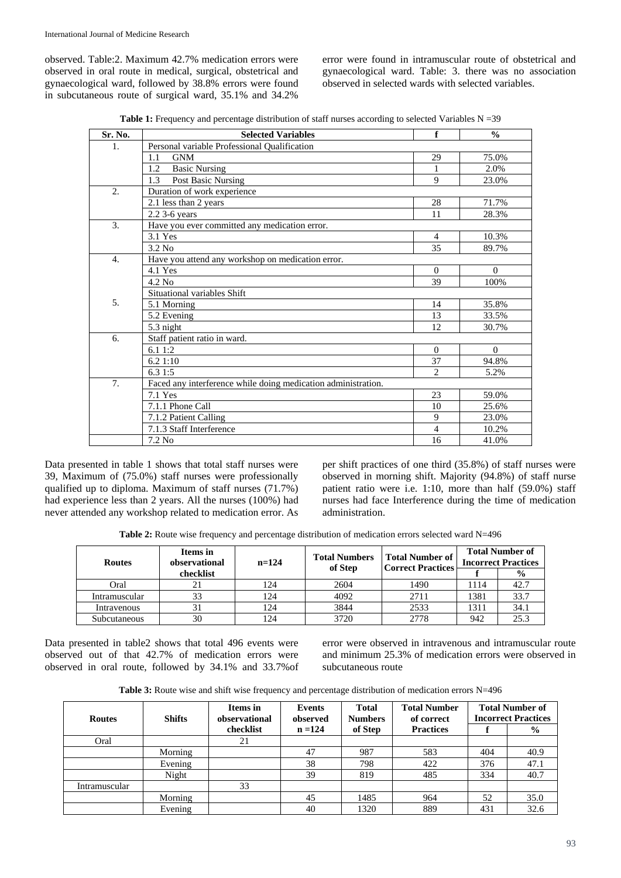observed. Table:2. Maximum 42.7% medication errors were observed in oral route in medical, surgical, obstetrical and gynaecological ward, followed by 38.8% errors were found in subcutaneous route of surgical ward, 35.1% and 34.2% error were found in intramuscular route of obstetrical and gynaecological ward. Table: 3. there was no association observed in selected wards with selected variables.

**Table 1:** Frequency and percentage distribution of staff nurses according to selected Variables N =39

| Sr. No. | Selected Variables | f | % |
|---|---|---|---|
| 1. | Personal variable Professional Qualification | | |
| | 1.1 GNM | 29 | 75.0% |
| | 1.2 Basic Nursing | 1 | 2.0% |
| | 1.3 Post Basic Nursing | 9 | 23.0% |
| 2. | Duration of work experience | | |
| | 2.1 less than 2 years | 28 | 71.7% |
| | 2.2 3-6 years | 11 | 28.3% |
| 3. | Have you ever committed any medication error. | | |
| | 3.1 Yes | 4 | 10.3% |
| | 3.2 No | 35 | 89.7% |
| 4. | Have you attend any workshop on medication error. | | |
| | 4.1 Yes | 0 | 0 |
| | 4.2 No | 39 | 100% |
| 5. | Situational variables Shift | | |
| | 5.1 Morning | 14 | 35.8% |
| | 5.2 Evening | 13 | 33.5% |
| | 5.3 night | 12 | 30.7% |
| 6. | Staff patient ratio in ward. | | |
| | 6.1 1:2 | 0 | 0 |
| | 6.2 1:10 | 37 | 94.8% |
| | 6.3 1:5 | 2 | 5.2% |
| 7. | Faced any interference while doing medication administration. | | |
| | 7.1 Yes | 23 | 59.0% |
| | 7.1.1 Phone Call | 10 | 25.6% |
| | 7.1.2 Patient Calling | 9 | 23.0% |
| | 7.1.3 Staff Interference | 4 | 10.2% |
| | 7.2 No | 16 | 41.0% |

Data presented in table 1 shows that total staff nurses were 39, Maximum of (75.0%) staff nurses were professionally qualified up to diploma. Maximum of staff nurses (71.7%) had experience less than 2 years. All the nurses (100%) had never attended any workshop related to medication error. As per shift practices of one third (35.8%) of staff nurses were observed in morning shift. Majority (94.8%) of staff nurse patient ratio were i.e. 1:10, more than half (59.0%) staff nurses had face Interference during the time of medication administration.

**Table 2:** Route wise frequency and percentage distribution of medication errors selected ward N=496

| Routes | Items in observational checklist | n=124 | Total Numbers of Step | Total Number of Correct Practices | Total Number of Incorrect Practices | |
|---|---|---|---|---|---|---|
| | | | | | f | % |
| Oral | 21 | 124 | 2604 | 1490 | 1114 | 42.7 |
| Intramuscular | 33 | 124 | 4092 | 2711 | 1381 | 33.7 |
| Intravenous | 31 | 124 | 3844 | 2533 | 1311 | 34.1 |
| Subcutaneous | 30 | 124 | 3720 | 2778 | 942 | 25.3 |

Data presented in table2 shows that total 496 events were observed out of that 42.7% of medication errors were observed in oral route, followed by 34.1% and 33.7%of error were observed in intravenous and intramuscular route and minimum 25.3% of medication errors were observed in subcutaneous route

**Table 3:** Route wise and shift wise frequency and percentage distribution of medication errors N=496

| Routes | Shifts | Items in observational checklist | Events observed n =124 | Total Numbers of Step | Total Number of correct Practices | Total Number of Incorrect Practices | |
|---|---|---|---|---|---|---|---|
| | | | | | | f | % |
| Oral | | 21 | | | | | |
| | Morning | | 47 | 987 | 583 | 404 | 40.9 |
| | Evening | | 38 | 798 | 422 | 376 | 47.1 |
| | Night | | 39 | 819 | 485 | 334 | 40.7 |
| Intramuscular | | 33 | | | | | |
| | Morning | | 45 | 1485 | 964 | 52 | 35.0 |
| | Evening | | 40 | 1320 | 889 | 431 | 32.6 |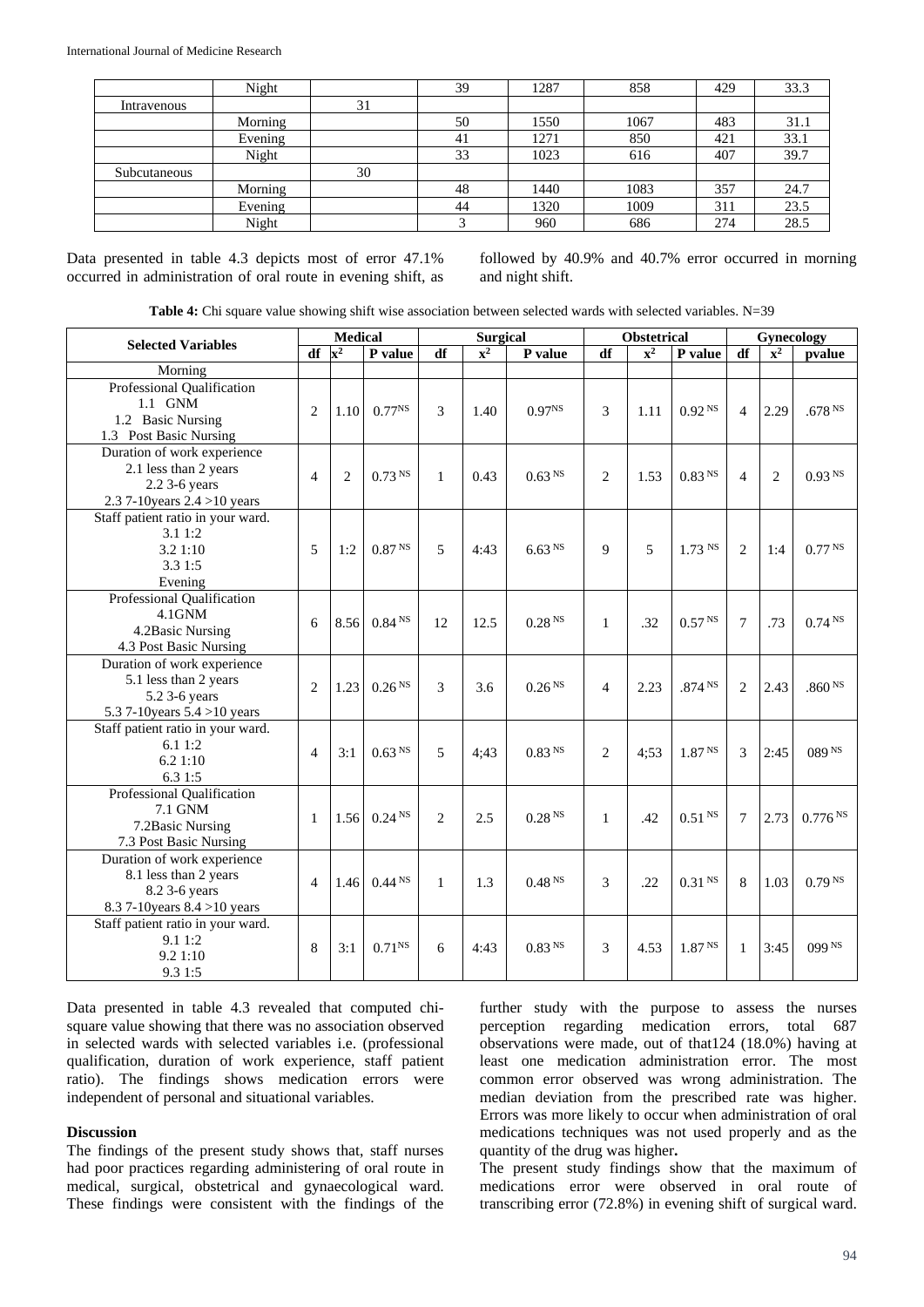| | Night | | 39 | 1287 | 858 | 429 | 33.3 |
|---|---|---|---|---|---|---|---|
| Intravenous | | 31 | | | | | |
| | Morning | | 50 | 1550 | 1067 | 483 | 31.1 |
| | Evening | | 41 | 1271 | 850 | 421 | 33.1 |
| | Night | | 33 | 1023 | 616 | 407 | 39.7 |
| Subcutaneous | | 30 | | | | | |
| | Morning | | 48 | 1440 | 1083 | 357 | 24.7 |
| | Evening | | 44 | 1320 | 1009 | 311 | 23.5 |
| | Night | | 3 | 960 | 686 | 274 | 28.5 |

Data presented in table 4.3 depicts most of error 47.1% occurred in administration of oral route in evening shift, as followed by 40.9% and 40.7% error occurred in morning and night shift.

**Table 4:** Chi square value showing shift wise association between selected wards with selected variables. N=39

| Selected Variables | Medical | | | Surgical | | | Obstetrical | | | Gynecology | | |
|---|---|---|---|---|---|---|---|---|---|---|---|---|
| | df | $x^2$ | P value | df | $x^2$ | P value | df | $x^2$ | P value | df | $x^2$ | pvalue |
| Morning | | | | | | | | | | | | |
| Professional Qualification<br>1.1 GNM<br>1.2 Basic Nursing<br>1.3 Post Basic Nursing | 2 | 1.10 | 0.77 NS | 3 | 1.40 | 0.97 NS | 3 | 1.11 | 0.92 NS | 4 | 2.29 | .678 NS |
| Duration of work experience<br>2.1 less than 2 years<br>2.2 3-6 years<br>2.3 7-10years 2.4 >10 years | 4 | 2 | 0.73 NS | 1 | 0.43 | 0.63 NS | 2 | 1.53 | 0.83 NS | 4 | 2 | 0.93 NS |
| Staff patient ratio in your ward.<br>3.1 1:2<br>3.2 1:10<br>3.3 1:5<br>Evening | 5 | 1:2 | 0.87 NS | 5 | 4:43 | 6.63 NS | 9 | 5 | 1.73 NS | 2 | 1:4 | 0.77 NS |
| Professional Qualification<br>4.1GNM<br>4.2Basic Nursing<br>4.3 Post Basic Nursing | 6 | 8.56 | 0.84 NS | 12 | 12.5 | 0.28 NS | 1 | .32 | 0.57 NS | 7 | .73 | 0.74 NS |
| Duration of work experience<br>5.1 less than 2 years<br>5.2 3-6 years<br>5.3 7-10years 5.4 >10 years | 2 | 1.23 | 0.26 NS | 3 | 3.6 | 0.26 NS | 4 | 2.23 | .874 NS | 2 | 2.43 | .860 NS |
| Staff patient ratio in your ward.<br>6.1 1:2<br>6.2 1:10<br>6.3 1:5 | 4 | 3:1 | 0.63 NS | 5 | 4;43 | 0.83 NS | 2 | 4;53 | 1.87 NS | 3 | 2:45 | 089 NS |
| Professional Qualification<br>7.1 GNM<br>7.2Basic Nursing<br>7.3 Post Basic Nursing | 1 | 1.56 | 0.24 NS | 2 | 2.5 | 0.28 NS | 1 | .42 | 0.51 NS | 7 | 2.73 | 0.776 NS |
| Duration of work experience<br>8.1 less than 2 years<br>8.2 3-6 years<br>8.3 7-10years 8.4 >10 years | 4 | 1.46 | 0.44 NS | 1 | 1.3 | 0.48 NS | 3 | .22 | 0.31 NS | 8 | 1.03 | 0.79 NS |
| Staff patient ratio in your ward.<br>9.1 1:2<br>9.2 1:10<br>9.3 1:5 | 8 | 3:1 | 0.71 NS | 6 | 4:43 | 0.83 NS | 3 | 4.53 | 1.87 NS | 1 | 3:45 | 099 NS |

Data presented in table 4.3 revealed that computed chi-square value showing that there was no association observed in selected wards with selected variables i.e. (professional qualification, duration of work experience, staff patient ratio). The findings shows medication errors were independent of personal and situational variables.

## Discussion

The findings of the present study shows that, staff nurses had poor practices regarding administering of oral route in medical, surgical, obstetrical and gynaecological ward. These findings were consistent with the findings of the further study with the purpose to assess the nurses perception regarding medication errors, total 687 observations were made, out of that124 (18.0%) having at least one medication administration error. The most common error observed was wrong administration. The median deviation from the prescribed rate was higher. Errors was more likely to occur when administration of oral medications techniques was not used properly and as the quantity of the drug was higher**.**

The present study findings show that the maximum of medications error were observed in oral route of transcribing error (72.8%) in evening shift of surgical ward.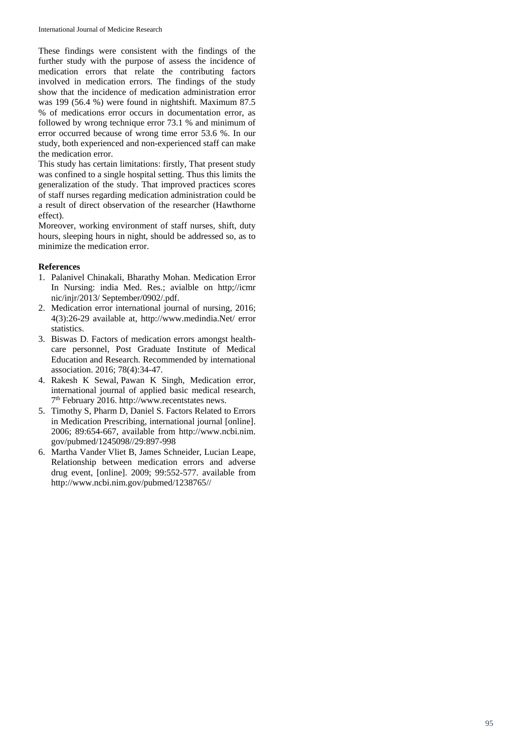These findings were consistent with the findings of the further study with the purpose of assess the incidence of medication errors that relate the contributing factors involved in medication errors. The findings of the study show that the incidence of medication administration error was 199 (56.4 %) were found in nightshift. Maximum 87.5 % of medications error occurs in documentation error, as followed by wrong technique error 73.1 % and minimum of error occurred because of wrong time error 53.6 %. In our study, both experienced and non-experienced staff can make the medication error.

This study has certain limitations: firstly, That present study was confined to a single hospital setting. Thus this limits the generalization of the study. That improved practices scores of staff nurses regarding medication administration could be a result of direct observation of the researcher (Hawthorne effect).

Moreover, working environment of staff nurses, shift, duty hours, sleeping hours in night, should be addressed so, as to minimize the medication error.

**References**

1. Palanivel Chinakali, Bharathy Mohan. Medication Error In Nursing: india Med. Res.; avialble on http;//icmr nic/injr/2013/ September/0902/.pdf.
2. Medication error international journal of nursing, 2016; 4(3):26-29 available at, http://www.medindia.Net/ error statistics.
3. Biswas D. Factors of medication errors amongst health-care personnel, Post Graduate Institute of Medical Education and Research. Recommended by international association. 2016; 78(4):34-47.
4. Rakesh K Sewal, Pawan K Singh, Medication error, international journal of applied basic medical research, 7th February 2016. http://www.recentstates news.
5. Timothy S, Pharm D, Daniel S. Factors Related to Errors in Medication Prescribing, international journal [online]. 2006; 89:654-667, available from http://www.ncbi.nim.gov/pubmed/1245098//29:897-998
6. Martha Vander Vliet B, James Schneider, Lucian Leape, Relationship between medication errors and adverse drug event, [online]. 2009; 99:552-577. available from http://www.ncbi.nim.gov/pubmed/1238765//